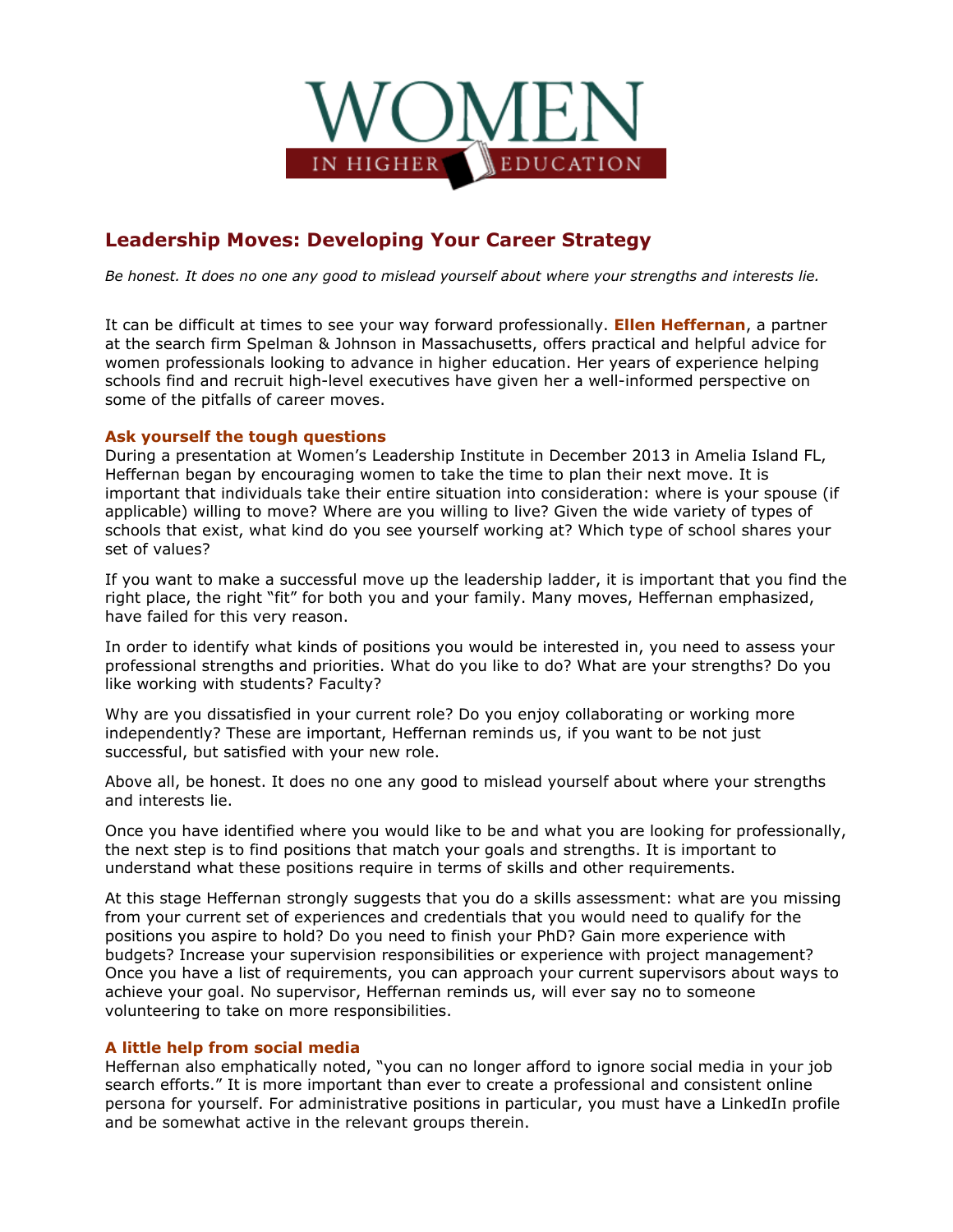WOMEN IN HIGHER EDUCATION

# Leadership Moves: Developing Your Career Strategy

*Be honest. It does no one any good to mislead yourself about where your strengths and interests lie.*

It can be difficult at times to see your way forward professionally. **Ellen Heffernan**, a partner at the search firm Spelman & Johnson in Massachusetts, offers practical and helpful advice for women professionals looking to advance in higher education. Her years of experience helping schools find and recruit high-level executives have given her a well-informed perspective on some of the pitfalls of career moves.

### Ask yourself the tough questions

During a presentation at Women's Leadership Institute in December 2013 in Amelia Island FL, Heffernan began by encouraging women to take the time to plan their next move. It is important that individuals take their entire situation into consideration: where is your spouse (if applicable) willing to move? Where are you willing to live? Given the wide variety of types of schools that exist, what kind do you see yourself working at? Which type of school shares your set of values?

If you want to make a successful move up the leadership ladder, it is important that you find the right place, the right "fit" for both you and your family. Many moves, Heffernan emphasized, have failed for this very reason.

In order to identify what kinds of positions you would be interested in, you need to assess your professional strengths and priorities. What do you like to do? What are your strengths? Do you like working with students? Faculty?

Why are you dissatisfied in your current role? Do you enjoy collaborating or working more independently? These are important, Heffernan reminds us, if you want to be not just successful, but satisfied with your new role.

Above all, be honest. It does no one any good to mislead yourself about where your strengths and interests lie.

Once you have identified where you would like to be and what you are looking for professionally, the next step is to find positions that match your goals and strengths. It is important to understand what these positions require in terms of skills and other requirements.

At this stage Heffernan strongly suggests that you do a skills assessment: what are you missing from your current set of experiences and credentials that you would need to qualify for the positions you aspire to hold? Do you need to finish your PhD? Gain more experience with budgets? Increase your supervision responsibilities or experience with project management? Once you have a list of requirements, you can approach your current supervisors about ways to achieve your goal. No supervisor, Heffernan reminds us, will ever say no to someone volunteering to take on more responsibilities.

### A little help from social media

Heffernan also emphatically noted, "you can no longer afford to ignore social media in your job search efforts." It is more important than ever to create a professional and consistent online persona for yourself. For administrative positions in particular, you must have a LinkedIn profile and be somewhat active in the relevant groups therein.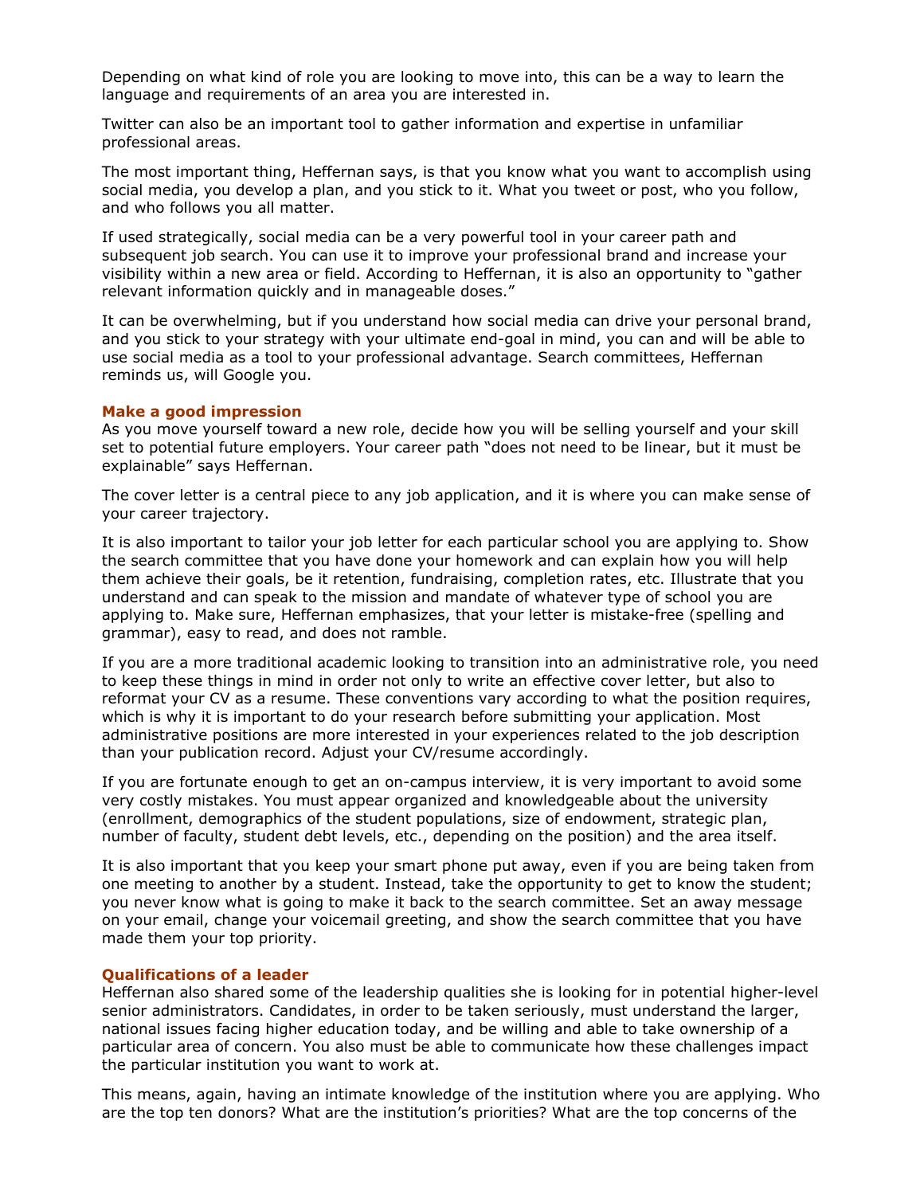Depending on what kind of role you are looking to move into, this can be a way to learn the language and requirements of an area you are interested in.

Twitter can also be an important tool to gather information and expertise in unfamiliar professional areas.

The most important thing, Heffernan says, is that you know what you want to accomplish using social media, you develop a plan, and you stick to it. What you tweet or post, who you follow, and who follows you all matter.

If used strategically, social media can be a very powerful tool in your career path and subsequent job search. You can use it to improve your professional brand and increase your visibility within a new area or field. According to Heffernan, it is also an opportunity to "gather relevant information quickly and in manageable doses."

It can be overwhelming, but if you understand how social media can drive your personal brand, and you stick to your strategy with your ultimate end-goal in mind, you can and will be able to use social media as a tool to your professional advantage. Search committees, Heffernan reminds us, will Google you.

### Make a good impression

As you move yourself toward a new role, decide how you will be selling yourself and your skill set to potential future employers. Your career path "does not need to be linear, but it must be explainable" says Heffernan.

The cover letter is a central piece to any job application, and it is where you can make sense of your career trajectory.

It is also important to tailor your job letter for each particular school you are applying to. Show the search committee that you have done your homework and can explain how you will help them achieve their goals, be it retention, fundraising, completion rates, etc. Illustrate that you understand and can speak to the mission and mandate of whatever type of school you are applying to. Make sure, Heffernan emphasizes, that your letter is mistake-free (spelling and grammar), easy to read, and does not ramble.

If you are a more traditional academic looking to transition into an administrative role, you need to keep these things in mind in order not only to write an effective cover letter, but also to reformat your CV as a resume. These conventions vary according to what the position requires, which is why it is important to do your research before submitting your application. Most administrative positions are more interested in your experiences related to the job description than your publication record. Adjust your CV/resume accordingly.

If you are fortunate enough to get an on-campus interview, it is very important to avoid some very costly mistakes. You must appear organized and knowledgeable about the university (enrollment, demographics of the student populations, size of endowment, strategic plan, number of faculty, student debt levels, etc., depending on the position) and the area itself.

It is also important that you keep your smart phone put away, even if you are being taken from one meeting to another by a student. Instead, take the opportunity to get to know the student; you never know what is going to make it back to the search committee. Set an away message on your email, change your voicemail greeting, and show the search committee that you have made them your top priority.

### Qualifications of a leader

Heffernan also shared some of the leadership qualities she is looking for in potential higher-level senior administrators. Candidates, in order to be taken seriously, must understand the larger, national issues facing higher education today, and be willing and able to take ownership of a particular area of concern. You also must be able to communicate how these challenges impact the particular institution you want to work at.

This means, again, having an intimate knowledge of the institution where you are applying. Who are the top ten donors? What are the institution's priorities? What are the top concerns of the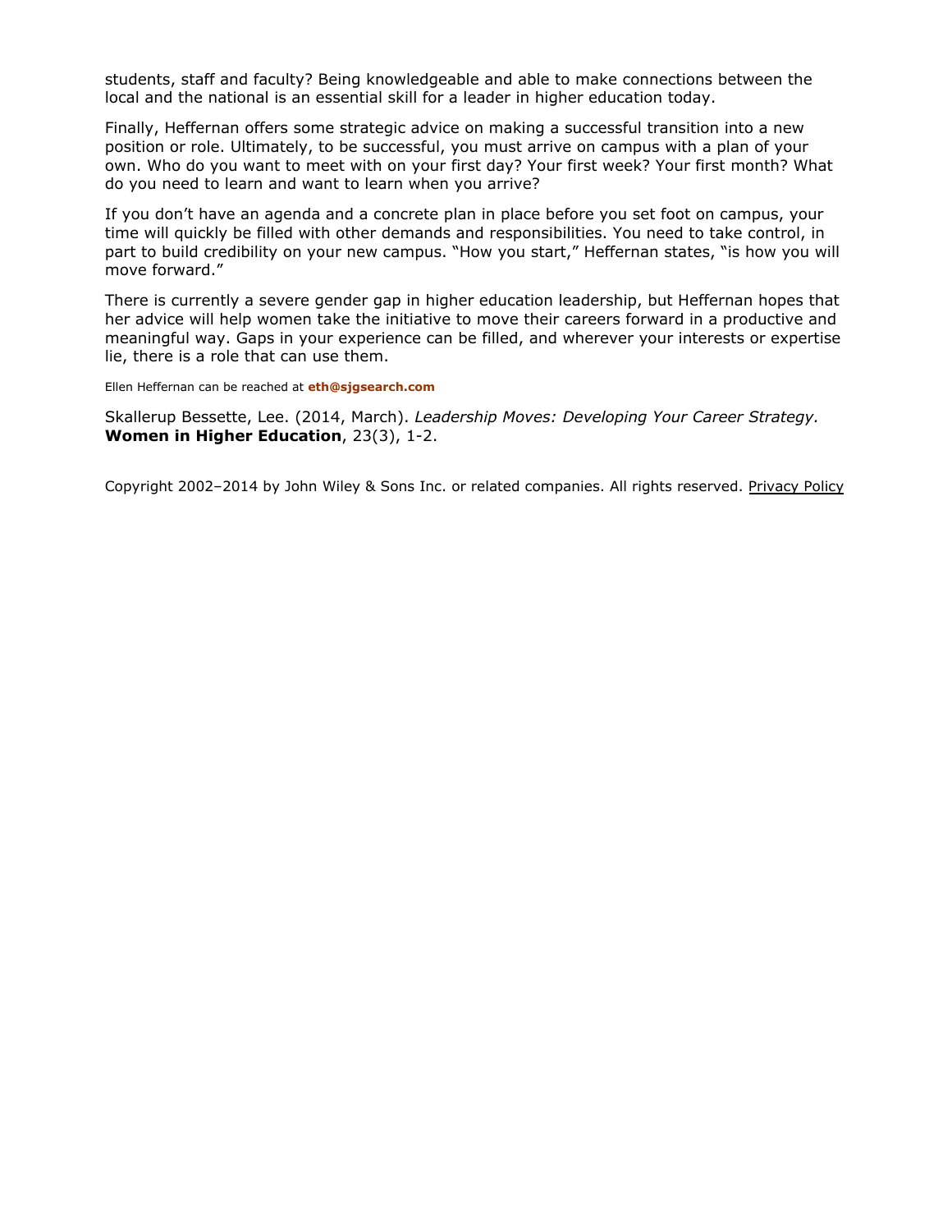students, staff and faculty? Being knowledgeable and able to make connections between the local and the national is an essential skill for a leader in higher education today.

Finally, Heffernan offers some strategic advice on making a successful transition into a new position or role. Ultimately, to be successful, you must arrive on campus with a plan of your own. Who do you want to meet with on your first day? Your first week? Your first month? What do you need to learn and want to learn when you arrive?

If you don't have an agenda and a concrete plan in place before you set foot on campus, your time will quickly be filled with other demands and responsibilities. You need to take control, in part to build credibility on your new campus. "How you start," Heffernan states, "is how you will move forward."

There is currently a severe gender gap in higher education leadership, but Heffernan hopes that her advice will help women take the initiative to move their careers forward in a productive and meaningful way. Gaps in your experience can be filled, and wherever your interests or expertise lie, there is a role that can use them.

Ellen Heffernan can be reached at **eth@sjgsearch.com**

Skallerup Bessette, Lee. (2014, March). *Leadership Moves: Developing Your Career Strategy.* **Women in Higher Education**, 23(3), 1-2.

Copyright 2002–2014 by John Wiley & Sons Inc. or related companies. All rights reserved. Privacy Policy